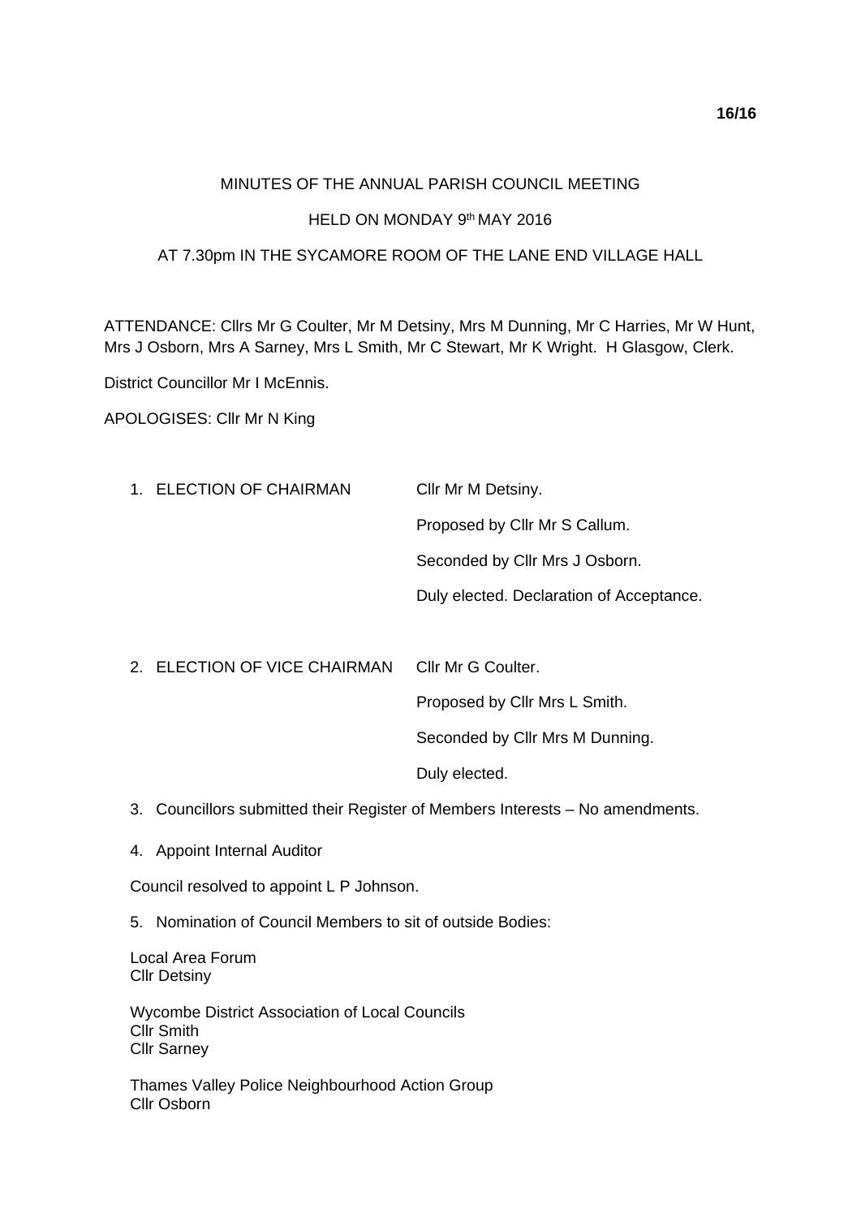16/16

MINUTES OF THE ANNUAL PARISH COUNCIL MEETING

HELD ON MONDAY 9th MAY 2016

AT 7.30pm IN THE SYCAMORE ROOM OF THE LANE END VILLAGE HALL

ATTENDANCE: Cllrs Mr G Coulter, Mr M Detsiny, Mrs M Dunning, Mr C Harries, Mr W Hunt, Mrs J Osborn, Mrs A Sarney, Mrs L Smith, Mr C Stewart, Mr K Wright. H Glasgow, Clerk.

District Councillor Mr I McEnnis.

APOLOGISES: Cllr Mr N King

1. ELECTION OF CHAIRMAN — Cllr Mr M Detsiny.

   Proposed by Cllr Mr S Callum.

   Seconded by Cllr Mrs J Osborn.

   Duly elected. Declaration of Acceptance.

2. ELECTION OF VICE CHAIRMAN — Cllr Mr G Coulter.

   Proposed by Cllr Mrs L Smith.

   Seconded by Cllr Mrs M Dunning.

   Duly elected.

3. Councillors submitted their Register of Members Interests – No amendments.

4. Appoint Internal Auditor

   Council resolved to appoint L P Johnson.

5. Nomination of Council Members to sit of outside Bodies:

   Local Area Forum
   Cllr Detsiny

   Wycombe District Association of Local Councils
   Cllr Smith
   Cllr Sarney

   Thames Valley Police Neighbourhood Action Group
   Cllr Osborn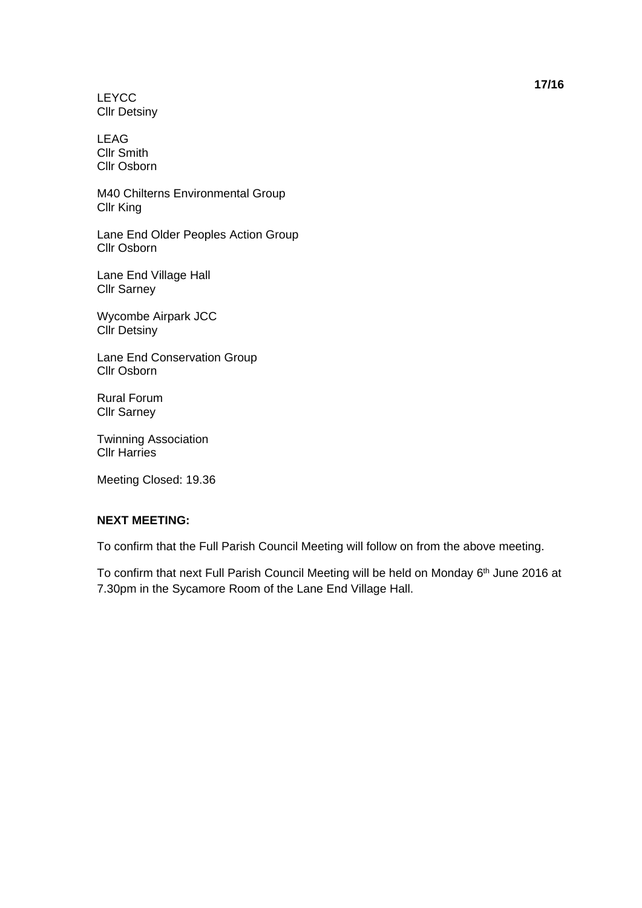LEYCC
Cllr Detsiny

LEAG
Cllr Smith
Cllr Osborn

M40 Chilterns Environmental Group
Cllr King

Lane End Older Peoples Action Group
Cllr Osborn

Lane End Village Hall
Cllr Sarney

Wycombe Airpark JCC
Cllr Detsiny

Lane End Conservation Group
Cllr Osborn

Rural Forum
Cllr Sarney

Twinning Association
Cllr Harries

Meeting Closed: 19.36

**NEXT MEETING:**

To confirm that the Full Parish Council Meeting will follow on from the above meeting.

To confirm that next Full Parish Council Meeting will be held on Monday 6th June 2016 at 7.30pm in the Sycamore Room of the Lane End Village Hall.